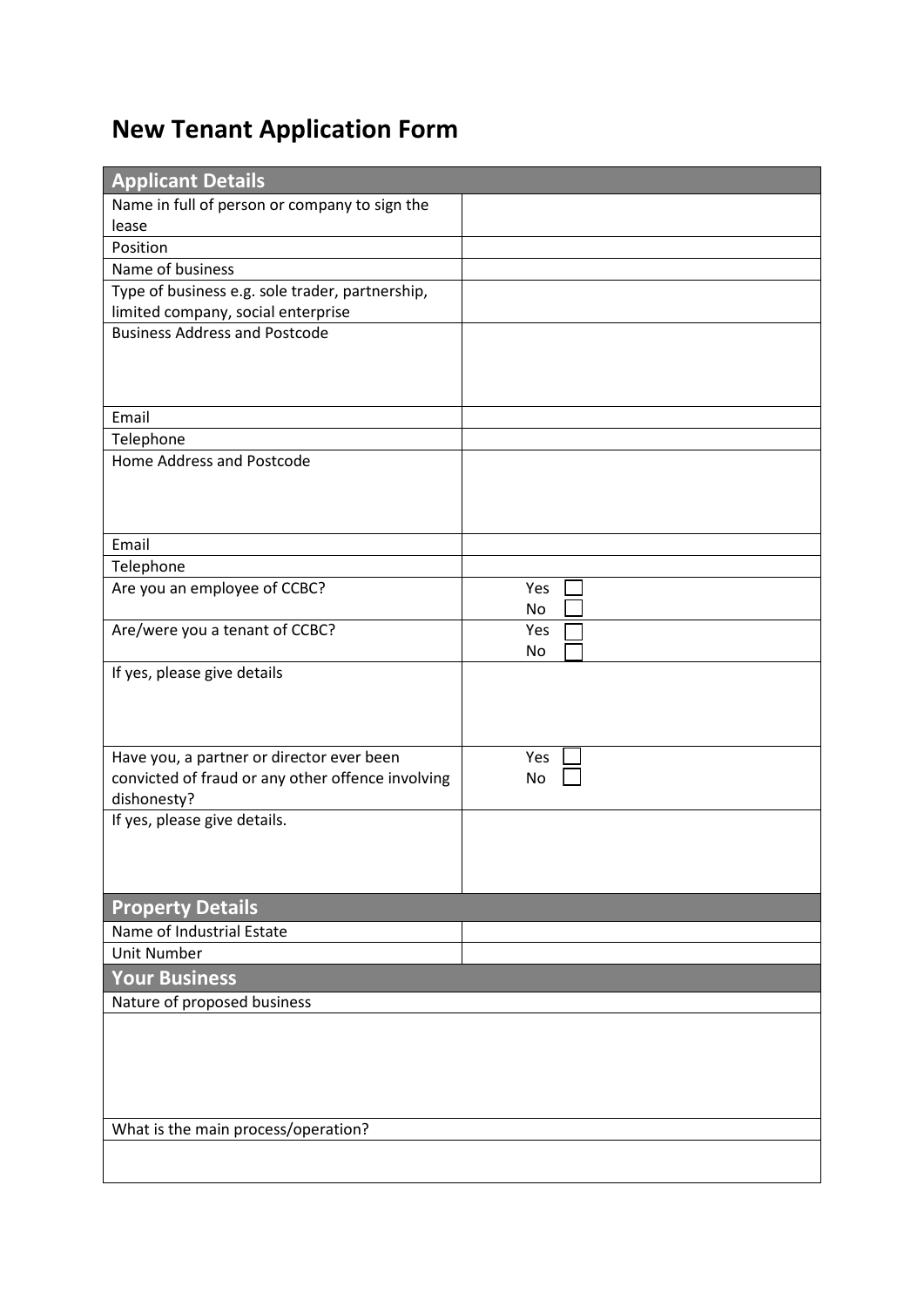# New Tenant Application Form

| **Applicant Details** | |
|---|---|
| Name in full of person or company to sign the lease | |
| Position | |
| Name of business | |
| Type of business e.g. sole trader, partnership, limited company, social enterprise | |
| Business Address and Postcode | |
| Email | |
| Telephone | |
| Home Address and Postcode | |
| Email | |
| Telephone | |
| Are you an employee of CCBC? | Yes ☐<br>No ☐ |
| Are/were you a tenant of CCBC? | Yes ☐<br>No ☐ |
| If yes, please give details | |
| Have you, a partner or director ever been convicted of fraud or any other offence involving dishonesty? | Yes ☐<br>No ☐ |
| If yes, please give details. | |
| **Property Details** | |
| Name of Industrial Estate | |
| Unit Number | |

| **Your Business** |
|---|
| Nature of proposed business |
| |
| What is the main process/operation? |
| |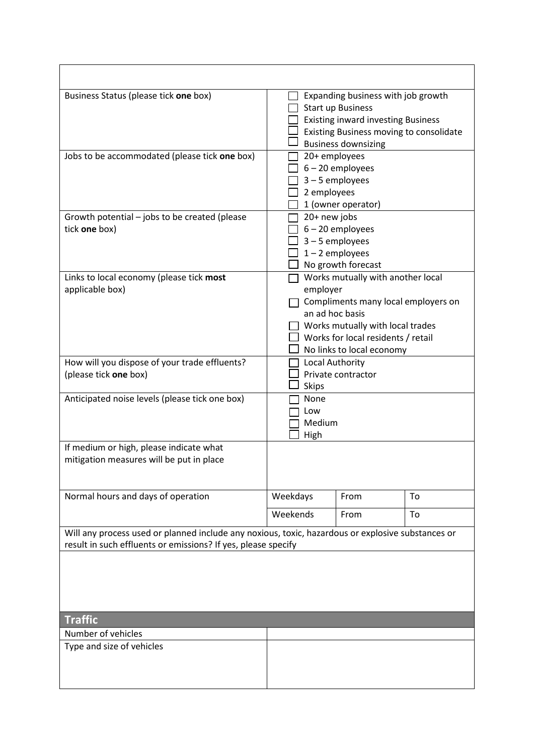| | | | |
|---|---|---|---|
| Business Status (please tick **one** box) | ☐ Expanding business with job growth<br>☐ Start up Business<br>☐ Existing inward investing Business<br>☐ Existing Business moving to consolidate<br>☐ Business downsizing | | |
| Jobs to be accommodated (please tick **one** box) | ☐ 20+ employees<br>☐ 6 – 20 employees<br>☐ 3 – 5 employees<br>☐ 2 employees<br>☐ 1 (owner operator) | | |
| Growth potential – jobs to be created (please tick **one** box) | ☐ 20+ new jobs<br>☐ 6 – 20 employees<br>☐ 3 – 5 employees<br>☐ 1 – 2 employees<br>☐ No growth forecast | | |
| Links to local economy (please tick **most** applicable box) | ☐ Works mutually with another local employer<br>☐ Compliments many local employers on an ad hoc basis<br>☐ Works mutually with local trades<br>☐ Works for local residents / retail<br>☐ No links to local economy | | |
| How will you dispose of your trade effluents? (please tick **one** box) | ☐ Local Authority<br>☐ Private contractor<br>☐ Skips | | |
| Anticipated noise levels (please tick one box) | ☐ None<br>☐ Low<br>☐ Medium<br>☐ High | | |
| If medium or high, please indicate what mitigation measures will be put in place | | | |
| Normal hours and days of operation | Weekdays | From | To |
| | Weekends | From | To |
| Will any process used or planned include any noxious, toxic, hazardous or explosive substances or result in such effluents or emissions? If yes, please specify | | | |
| | | | |

## Traffic

| | |
|---|---|
| Number of vehicles | |
| Type and size of vehicles | |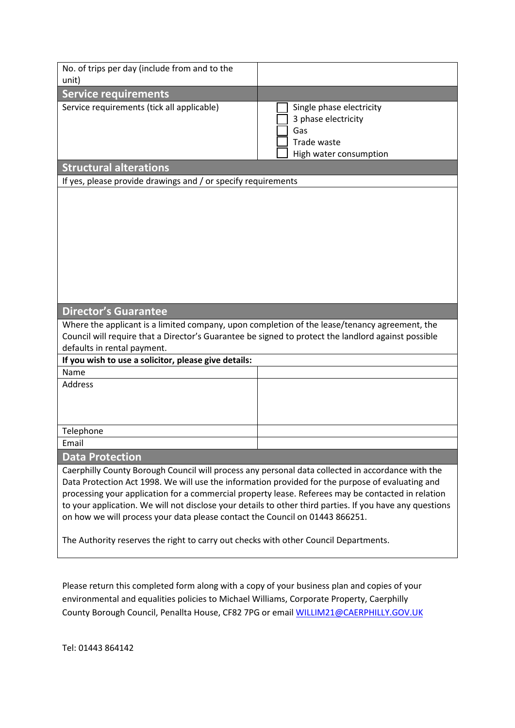| | |
|---|---|
| No. of trips per day (include from and to the unit) | |

## Service requirements

| | |
|---|---|
| Service requirements (tick all applicable) | ☐ Single phase electricity<br>☐ 3 phase electricity<br>☐ Gas<br>☐ Trade waste<br>☐ High water consumption |

## Structural alterations

If yes, please provide drawings and / or specify requirements

## Director's Guarantee

Where the applicant is a limited company, upon completion of the lease/tenancy agreement, the Council will require that a Director's Guarantee be signed to protect the landlord against possible defaults in rental payment.

**If you wish to use a solicitor, please give details:**

| | |
|---|---|
| Name | |
| Address | |
| Telephone | |
| Email | |

## Data Protection

Caerphilly County Borough Council will process any personal data collected in accordance with the Data Protection Act 1998. We will use the information provided for the purpose of evaluating and processing your application for a commercial property lease. Referees may be contacted in relation to your application. We will not disclose your details to other third parties. If you have any questions on how we will process your data please contact the Council on 01443 866251.

The Authority reserves the right to carry out checks with other Council Departments.

Please return this completed form along with a copy of your business plan and copies of your environmental and equalities policies to Michael Williams, Corporate Property, Caerphilly County Borough Council, Penallta House, CF82 7PG or email WILLIM21@CAERPHILLY.GOV.UK

Tel: 01443 864142